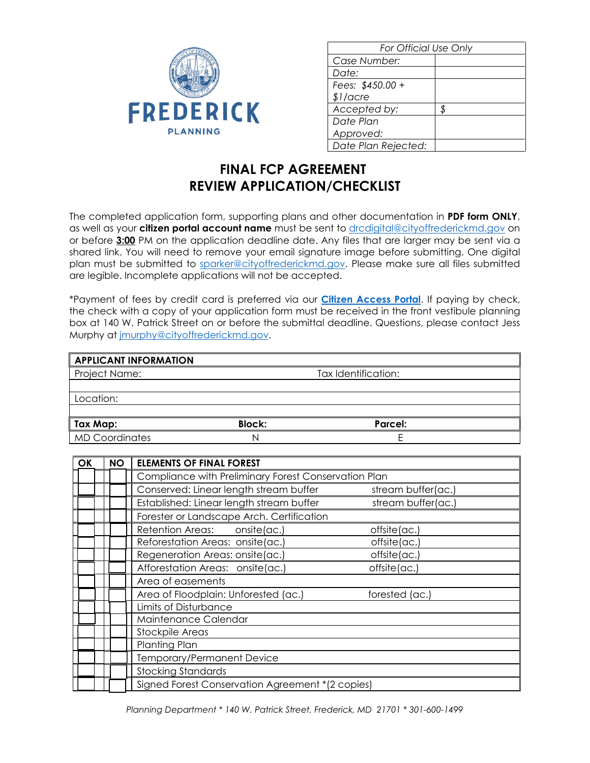FREDERICK
PLANNING

| For Official Use Only | |
|---|---|
| Case Number: | |
| Date: | |
| Fees: $450.00 + $1/acre | |
| Accepted by: | $ |
| Date Plan Approved: | |
| Date Plan Rejected: | |

# FINAL FCP AGREEMENT
# REVIEW APPLICATION/CHECKLIST

The completed application form, supporting plans and other documentation in **PDF form ONLY**, as well as your **citizen portal account name** must be sent to drcdigital@cityoffrederickmd.gov on or before **3:00** PM on the application deadline date. Any files that are larger may be sent via a shared link. You will need to remove your email signature image before submitting. One digital plan must be submitted to sparker@cityoffrederickmd.gov. Please make sure all files submitted are legible. Incomplete applications will not be accepted.

*Payment of fees by credit card is preferred via our **Citizen Access Portal**. If paying by check, the check with a copy of your application form must be received in the front vestibule planning box at 140 W. Patrick Street on or before the submittal deadline. Questions, please contact Jess Murphy at jmurphy@cityoffrederickmd.gov.

| APPLICANT INFORMATION | | |
|---|---|---|
| Project Name: | Tax Identification: | |
| Location: | | |
| **Tax Map:** | **Block:** | **Parcel:** |
| MD Coordinates | N | E |

| OK | NO | ELEMENTS OF FINAL FOREST | |
|---|---|---|---|
| | | Compliance with Preliminary Forest Conservation Plan | |
| | | Conserved: Linear length stream buffer | stream buffer(ac.) |
| | | Established: Linear length stream buffer | stream buffer(ac.) |
| | | Forester or Landscape Arch. Certification | |
| | | Retention Areas: onsite(ac.) | offsite(ac.) |
| | | Reforestation Areas: onsite(ac.) | offsite(ac.) |
| | | Regeneration Areas: onsite(ac.) | offsite(ac.) |
| | | Afforestation Areas: onsite(ac.) | offsite(ac.) |
| | | Area of easements | |
| | | Area of Floodplain: Unforested (ac.) | forested (ac.) |
| | | Limits of Disturbance | |
| | | Maintenance Calendar | |
| | | Stockpile Areas | |
| | | Planting Plan | |
| | | Temporary/Permanent Device | |
| | | Stocking Standards | |
| | | Signed Forest Conservation Agreement *(2 copies) | |

*Planning Department * 140 W. Patrick Street, Frederick, MD 21701 * 301-600-1499*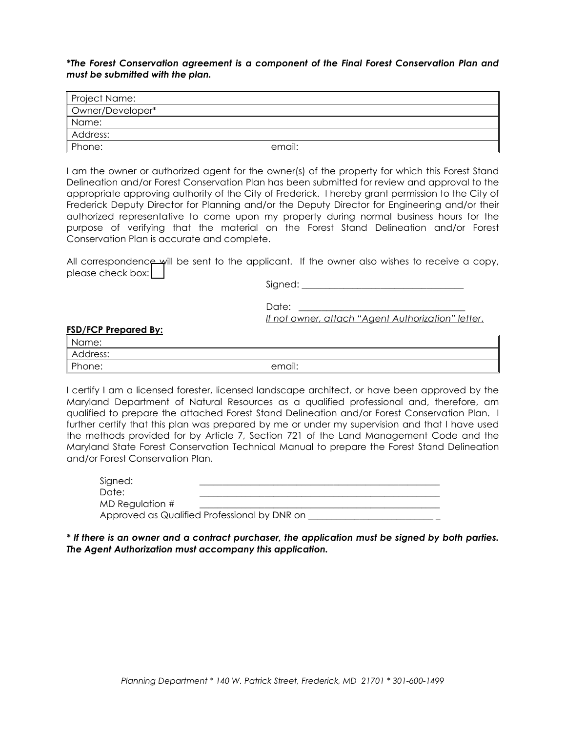***The Forest Conservation agreement is a component of the Final Forest Conservation Plan and must be submitted with the plan.***

| | |
|---|---|
| Project Name: | |
| Owner/Developer* | |
| Name: | |
| Address: | |
| Phone: | email: |

I am the owner or authorized agent for the owner(s) of the property for which this Forest Stand Delineation and/or Forest Conservation Plan has been submitted for review and approval to the appropriate approving authority of the City of Frederick. I hereby grant permission to the City of Frederick Deputy Director for Planning and/or the Deputy Director for Engineering and/or their authorized representative to come upon my property during normal business hours for the purpose of verifying that the material on the Forest Stand Delineation and/or Forest Conservation Plan is accurate and complete.

All correspondence will be sent to the applicant. If the owner also wishes to receive a copy, please check box: ☐

Signed: ___________________________________

Date: ___________________________________

*If not owner, attach "Agent Authorization" letter.*

**FSD/FCP Prepared By:**

| | |
|---|---|
| Name: | |
| Address: | |
| Phone: | email: |

I certify I am a licensed forester, licensed landscape architect, or have been approved by the Maryland Department of Natural Resources as a qualified professional and, therefore, am qualified to prepare the attached Forest Stand Delineation and/or Forest Conservation Plan. I further certify that this plan was prepared by me or under my supervision and that I have used the methods provided for by Article 7, Section 721 of the Land Management Code and the Maryland State Forest Conservation Technical Manual to prepare the Forest Stand Delineation and/or Forest Conservation Plan.

Signed: ___________________________________________________

Date: ___________________________________________________

MD Regulation # ___________________________________________________

Approved as Qualified Professional by DNR on ___________________________

***\* If there is an owner and a contract purchaser, the application must be signed by both parties. The Agent Authorization must accompany this application.***

*Planning Department * 140 W. Patrick Street, Frederick, MD 21701 * 301-600-1499*